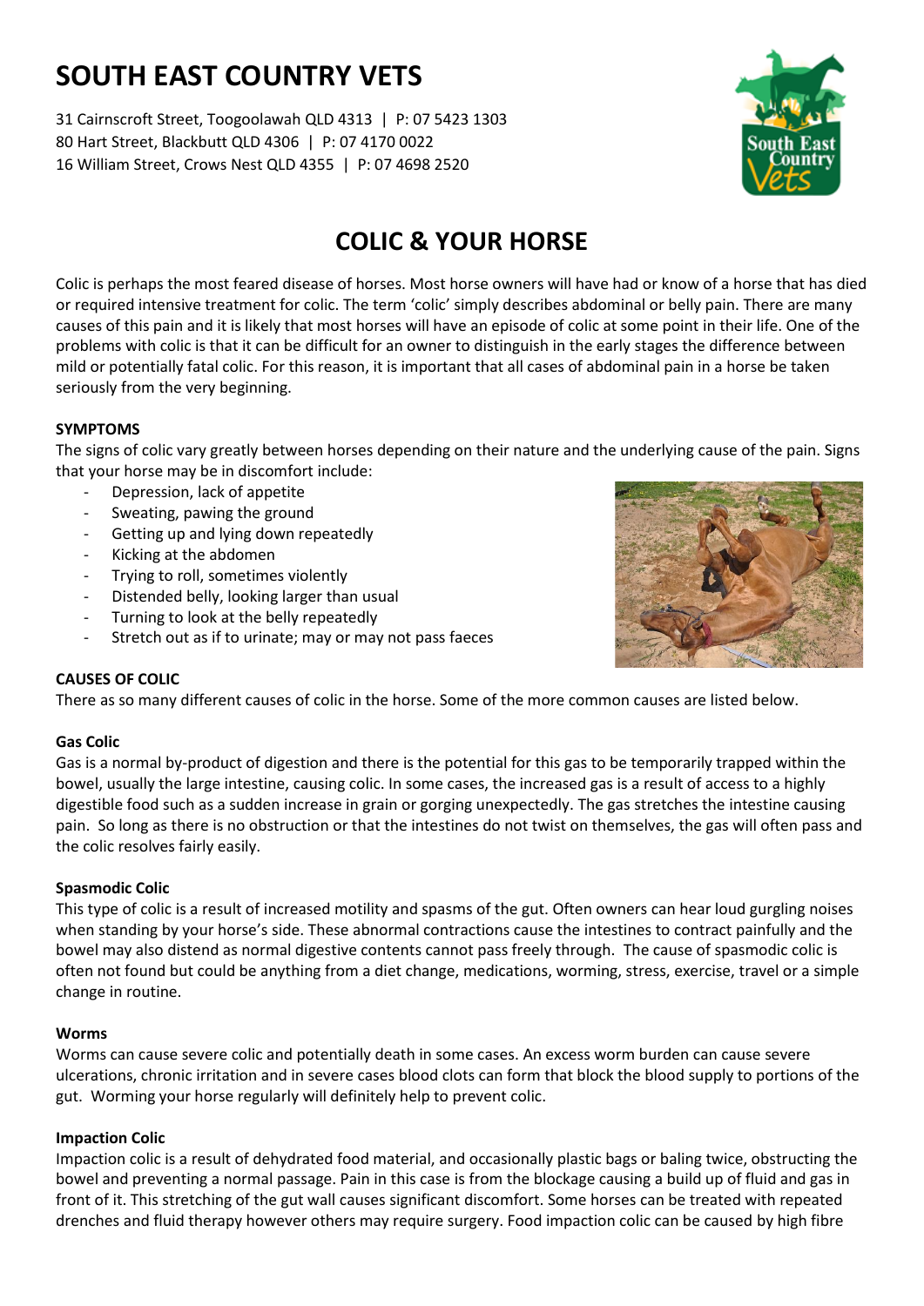# SOUTH EAST COUNTRY VETS

31 Cairnscroft Street, Toogoolawah QLD 4313 | P: 07 5423 1303
80 Hart Street, Blackbutt QLD 4306 | P: 07 4170 0022
16 William Street, Crows Nest QLD 4355 | P: 07 4698 2520

## COLIC & YOUR HORSE

Colic is perhaps the most feared disease of horses. Most horse owners will have had or know of a horse that has died or required intensive treatment for colic. The term 'colic' simply describes abdominal or belly pain. There are many causes of this pain and it is likely that most horses will have an episode of colic at some point in their life. One of the problems with colic is that it can be difficult for an owner to distinguish in the early stages the difference between mild or potentially fatal colic. For this reason, it is important that all cases of abdominal pain in a horse be taken seriously from the very beginning.

### SYMPTOMS

The signs of colic vary greatly between horses depending on their nature and the underlying cause of the pain. Signs that your horse may be in discomfort include:

- Depression, lack of appetite
- Sweating, pawing the ground
- Getting up and lying down repeatedly
- Kicking at the abdomen
- Trying to roll, sometimes violently
- Distended belly, looking larger than usual
- Turning to look at the belly repeatedly
- Stretch out as if to urinate; may or may not pass faeces

### CAUSES OF COLIC

There as so many different causes of colic in the horse. Some of the more common causes are listed below.

#### Gas Colic

Gas is a normal by-product of digestion and there is the potential for this gas to be temporarily trapped within the bowel, usually the large intestine, causing colic. In some cases, the increased gas is a result of access to a highly digestible food such as a sudden increase in grain or gorging unexpectedly. The gas stretches the intestine causing pain. So long as there is no obstruction or that the intestines do not twist on themselves, the gas will often pass and the colic resolves fairly easily.

#### Spasmodic Colic

This type of colic is a result of increased motility and spasms of the gut. Often owners can hear loud gurgling noises when standing by your horse's side. These abnormal contractions cause the intestines to contract painfully and the bowel may also distend as normal digestive contents cannot pass freely through. The cause of spasmodic colic is often not found but could be anything from a diet change, medications, worming, stress, exercise, travel or a simple change in routine.

#### Worms

Worms can cause severe colic and potentially death in some cases. An excess worm burden can cause severe ulcerations, chronic irritation and in severe cases blood clots can form that block the blood supply to portions of the gut. Worming your horse regularly will definitely help to prevent colic.

#### Impaction Colic

Impaction colic is a result of dehydrated food material, and occasionally plastic bags or baling twice, obstructing the bowel and preventing a normal passage. Pain in this case is from the blockage causing a build up of fluid and gas in front of it. This stretching of the gut wall causes significant discomfort. Some horses can be treated with repeated drenches and fluid therapy however others may require surgery. Food impaction colic can be caused by high fibre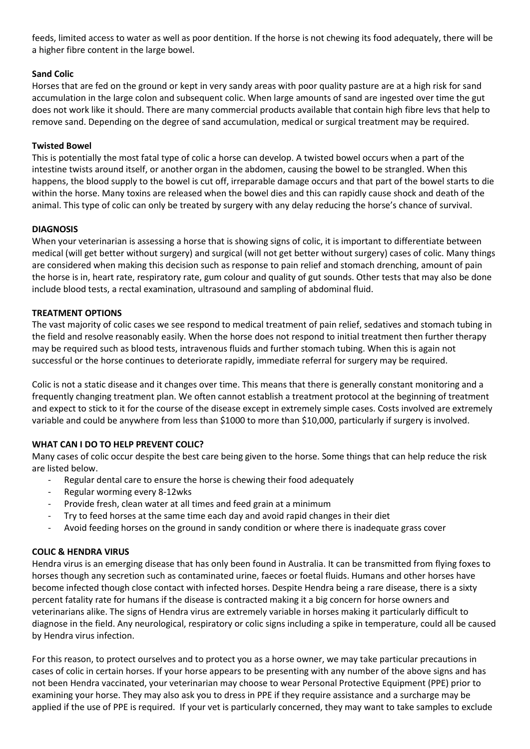feeds, limited access to water as well as poor dentition. If the horse is not chewing its food adequately, there will be a higher fibre content in the large bowel.

**Sand Colic**

Horses that are fed on the ground or kept in very sandy areas with poor quality pasture are at a high risk for sand accumulation in the large colon and subsequent colic. When large amounts of sand are ingested over time the gut does not work like it should. There are many commercial products available that contain high fibre levs that help to remove sand. Depending on the degree of sand accumulation, medical or surgical treatment may be required.

**Twisted Bowel**

This is potentially the most fatal type of colic a horse can develop. A twisted bowel occurs when a part of the intestine twists around itself, or another organ in the abdomen, causing the bowel to be strangled. When this happens, the blood supply to the bowel is cut off, irreparable damage occurs and that part of the bowel starts to die within the horse. Many toxins are released when the bowel dies and this can rapidly cause shock and death of the animal. This type of colic can only be treated by surgery with any delay reducing the horse's chance of survival.

**DIAGNOSIS**

When your veterinarian is assessing a horse that is showing signs of colic, it is important to differentiate between medical (will get better without surgery) and surgical (will not get better without surgery) cases of colic. Many things are considered when making this decision such as response to pain relief and stomach drenching, amount of pain the horse is in, heart rate, respiratory rate, gum colour and quality of gut sounds. Other tests that may also be done include blood tests, a rectal examination, ultrasound and sampling of abdominal fluid.

**TREATMENT OPTIONS**

The vast majority of colic cases we see respond to medical treatment of pain relief, sedatives and stomach tubing in the field and resolve reasonably easily. When the horse does not respond to initial treatment then further therapy may be required such as blood tests, intravenous fluids and further stomach tubing. When this is again not successful or the horse continues to deteriorate rapidly, immediate referral for surgery may be required.

Colic is not a static disease and it changes over time. This means that there is generally constant monitoring and a frequently changing treatment plan. We often cannot establish a treatment protocol at the beginning of treatment and expect to stick to it for the course of the disease except in extremely simple cases. Costs involved are extremely variable and could be anywhere from less than $1000 to more than $10,000, particularly if surgery is involved.

**WHAT CAN I DO TO HELP PREVENT COLIC?**

Many cases of colic occur despite the best care being given to the horse. Some things that can help reduce the risk are listed below.

- Regular dental care to ensure the horse is chewing their food adequately
- Regular worming every 8-12wks
- Provide fresh, clean water at all times and feed grain at a minimum
- Try to feed horses at the same time each day and avoid rapid changes in their diet
- Avoid feeding horses on the ground in sandy condition or where there is inadequate grass cover

**COLIC & HENDRA VIRUS**

Hendra virus is an emerging disease that has only been found in Australia. It can be transmitted from flying foxes to horses though any secretion such as contaminated urine, faeces or foetal fluids. Humans and other horses have become infected though close contact with infected horses. Despite Hendra being a rare disease, there is a sixty percent fatality rate for humans if the disease is contracted making it a big concern for horse owners and veterinarians alike. The signs of Hendra virus are extremely variable in horses making it particularly difficult to diagnose in the field. Any neurological, respiratory or colic signs including a spike in temperature, could all be caused by Hendra virus infection.

For this reason, to protect ourselves and to protect you as a horse owner, we may take particular precautions in cases of colic in certain horses. If your horse appears to be presenting with any number of the above signs and has not been Hendra vaccinated, your veterinarian may choose to wear Personal Protective Equipment (PPE) prior to examining your horse. They may also ask you to dress in PPE if they require assistance and a surcharge may be applied if the use of PPE is required. If your vet is particularly concerned, they may want to take samples to exclude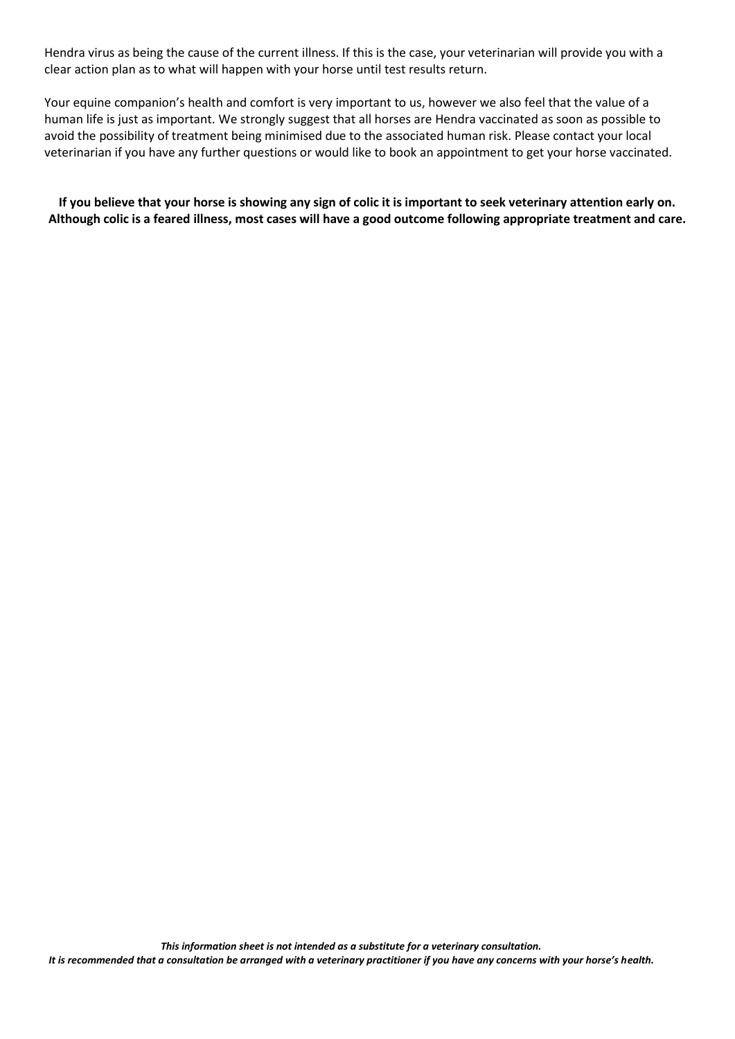Hendra virus as being the cause of the current illness. If this is the case, your veterinarian will provide you with a clear action plan as to what will happen with your horse until test results return.

Your equine companion's health and comfort is very important to us, however we also feel that the value of a human life is just as important. We strongly suggest that all horses are Hendra vaccinated as soon as possible to avoid the possibility of treatment being minimised due to the associated human risk. Please contact your local veterinarian if you have any further questions or would like to book an appointment to get your horse vaccinated.

**If you believe that your horse is showing any sign of colic it is important to seek veterinary attention early on. Although colic is a feared illness, most cases will have a good outcome following appropriate treatment and care.**

***This information sheet is not intended as a substitute for a veterinary consultation.***
***It is recommended that a consultation be arranged with a veterinary practitioner if you have any concerns with your horse's health.***